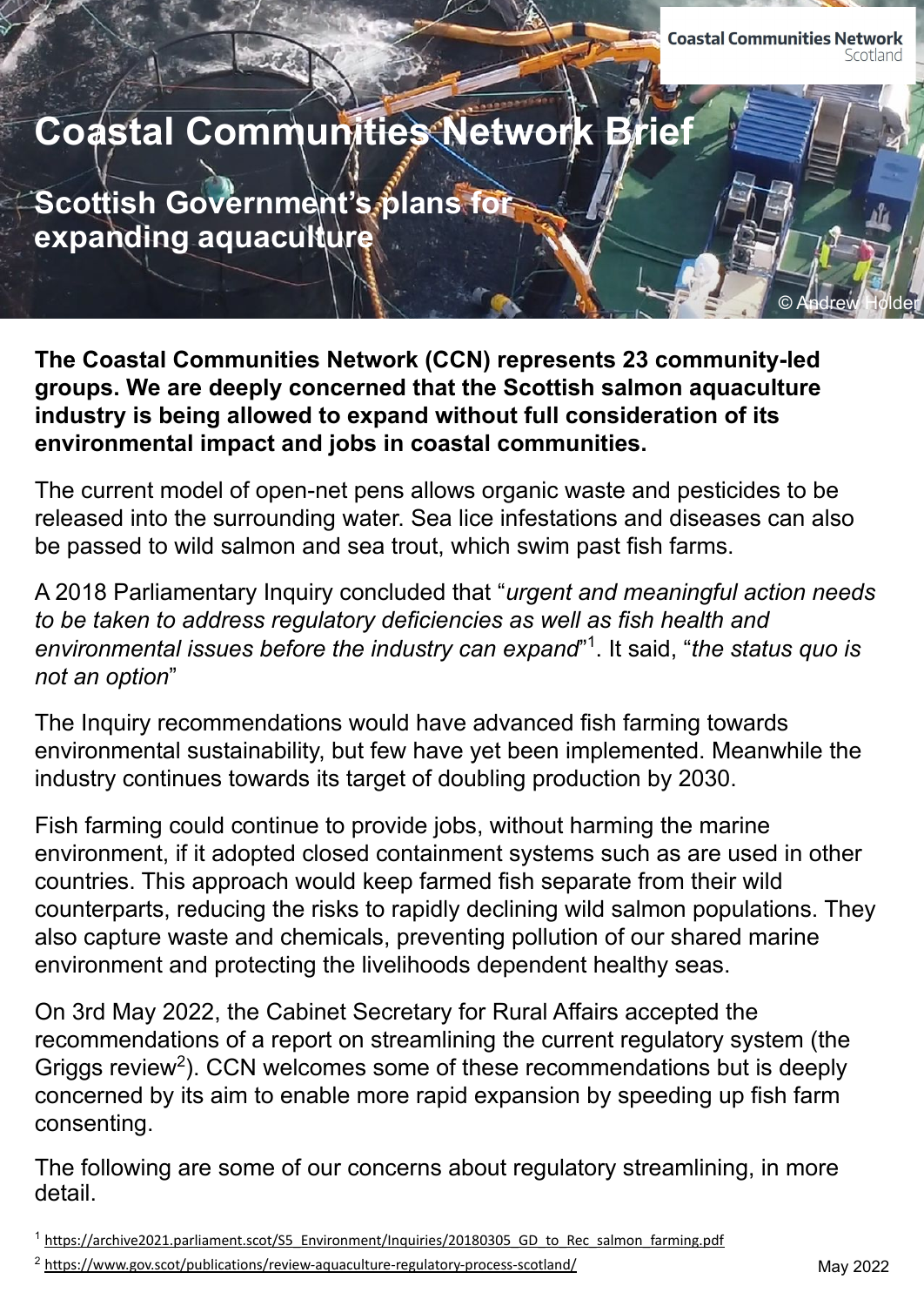Coastal Communities Network Scotland

# Coastal Communities Network Brief

## Scottish Government's plans for expanding aquaculture

© Andrew Holder

**The Coastal Communities Network (CCN) represents 23 community-led groups. We are deeply concerned that the Scottish salmon aquaculture industry is being allowed to expand without full consideration of its environmental impact and jobs in coastal communities.**

The current model of open-net pens allows organic waste and pesticides to be released into the surrounding water. Sea lice infestations and diseases can also be passed to wild salmon and sea trout, which swim past fish farms.

A 2018 Parliamentary Inquiry concluded that "*urgent and meaningful action needs to be taken to address regulatory deficiencies as well as fish health and environmental issues before the industry can expand*"[1]. It said, "*the status quo is not an option*"

The Inquiry recommendations would have advanced fish farming towards environmental sustainability, but few have yet been implemented. Meanwhile the industry continues towards its target of doubling production by 2030.

Fish farming could continue to provide jobs, without harming the marine environment, if it adopted closed containment systems such as are used in other countries. This approach would keep farmed fish separate from their wild counterparts, reducing the risks to rapidly declining wild salmon populations. They also capture waste and chemicals, preventing pollution of our shared marine environment and protecting the livelihoods dependent healthy seas.

On 3rd May 2022, the Cabinet Secretary for Rural Affairs accepted the recommendations of a report on streamlining the current regulatory system (the Griggs review[2]). CCN welcomes some of these recommendations but is deeply concerned by its aim to enable more rapid expansion by speeding up fish farm consenting.

The following are some of our concerns about regulatory streamlining, in more detail.

[1] https://archive2021.parliament.scot/S5_Environment/Inquiries/20180305_GD_to_Rec_salmon_farming.pdf

[2] https://www.gov.scot/publications/review-aquaculture-regulatory-process-scotland/

May 2022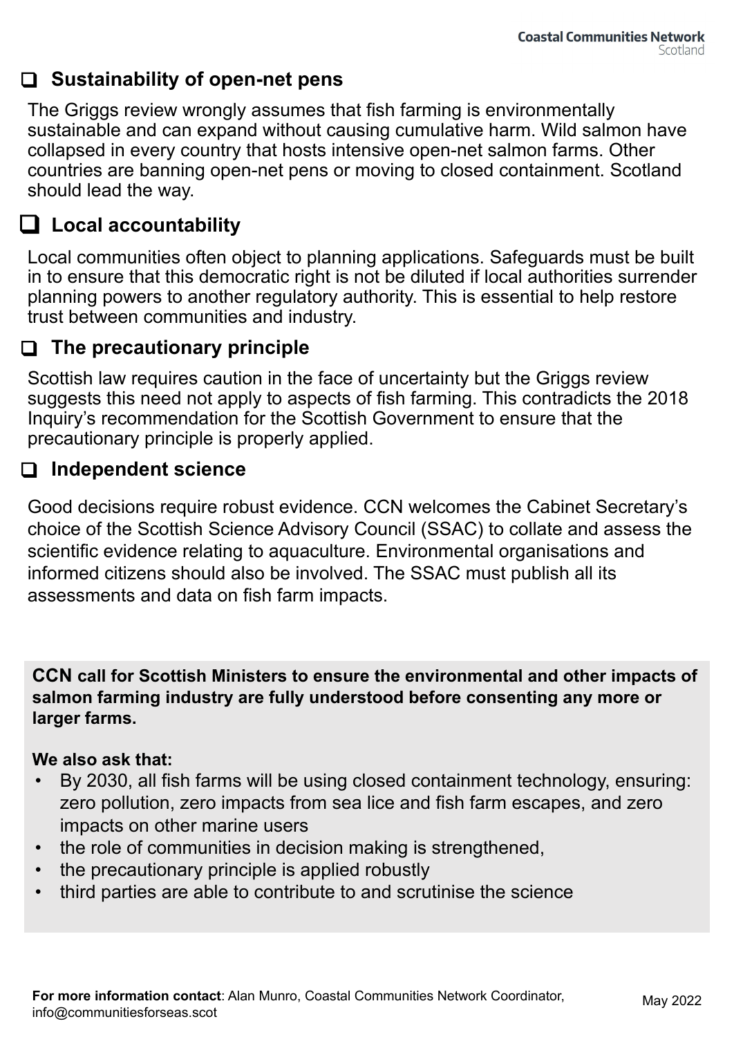## ❑ Sustainability of open-net pens

The Griggs review wrongly assumes that fish farming is environmentally sustainable and can expand without causing cumulative harm. Wild salmon have collapsed in every country that hosts intensive open-net salmon farms. Other countries are banning open-net pens or moving to closed containment. Scotland should lead the way.

## ❑ Local accountability

Local communities often object to planning applications. Safeguards must be built in to ensure that this democratic right is not be diluted if local authorities surrender planning powers to another regulatory authority. This is essential to help restore trust between communities and industry.

## ❑ The precautionary principle

Scottish law requires caution in the face of uncertainty but the Griggs review suggests this need not apply to aspects of fish farming. This contradicts the 2018 Inquiry's recommendation for the Scottish Government to ensure that the precautionary principle is properly applied.

## ❑ Independent science

Good decisions require robust evidence. CCN welcomes the Cabinet Secretary's choice of the Scottish Science Advisory Council (SSAC) to collate and assess the scientific evidence relating to aquaculture. Environmental organisations and informed citizens should also be involved. The SSAC must publish all its assessments and data on fish farm impacts.

**CCN call for Scottish Ministers to ensure the environmental and other impacts of salmon farming industry are fully understood before consenting any more or larger farms.**

**We also ask that:**

- By 2030, all fish farms will be using closed containment technology, ensuring: zero pollution, zero impacts from sea lice and fish farm escapes, and zero impacts on other marine users
- the role of communities in decision making is strengthened,
- the precautionary principle is applied robustly
- third parties are able to contribute to and scrutinise the science

**For more information contact**: Alan Munro, Coastal Communities Network Coordinator, info@communitiesforseas.scot

May 2022